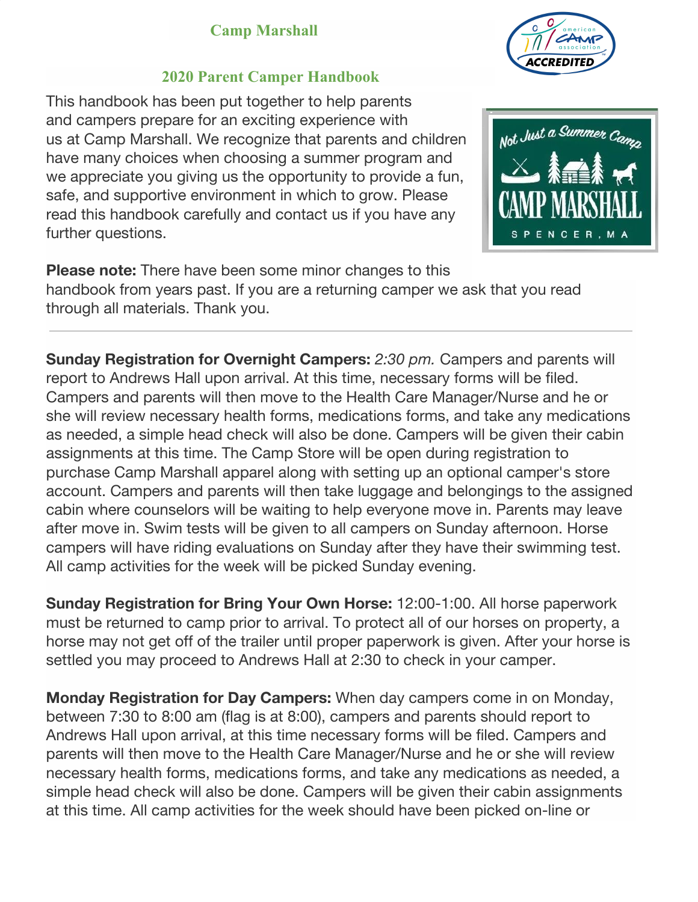# Camp Marshall

## 2020 Parent Camper Handbook

This handbook has been put together to help parents and campers prepare for an exciting experience with us at Camp Marshall. We recognize that parents and children have many choices when choosing a summer program and we appreciate you giving us the opportunity to provide a fun, safe, and supportive environment in which to grow. Please read this handbook carefully and contact us if you have any further questions.

**Please note:** There have been some minor changes to this handbook from years past. If you are a returning camper we ask that you read through all materials. Thank you.

---

**Sunday Registration for Overnight Campers:** *2:30 pm.* Campers and parents will report to Andrews Hall upon arrival. At this time, necessary forms will be filed. Campers and parents will then move to the Health Care Manager/Nurse and he or she will review necessary health forms, medications forms, and take any medications as needed, a simple head check will also be done. Campers will be given their cabin assignments at this time. The Camp Store will be open during registration to purchase Camp Marshall apparel along with setting up an optional camper's store account. Campers and parents will then take luggage and belongings to the assigned cabin where counselors will be waiting to help everyone move in. Parents may leave after move in. Swim tests will be given to all campers on Sunday afternoon. Horse campers will have riding evaluations on Sunday after they have their swimming test. All camp activities for the week will be picked Sunday evening.

**Sunday Registration for Bring Your Own Horse:** 12:00-1:00. All horse paperwork must be returned to camp prior to arrival. To protect all of our horses on property, a horse may not get off of the trailer until proper paperwork is given. After your horse is settled you may proceed to Andrews Hall at 2:30 to check in your camper.

**Monday Registration for Day Campers:** When day campers come in on Monday, between 7:30 to 8:00 am (flag is at 8:00), campers and parents should report to Andrews Hall upon arrival, at this time necessary forms will be filed. Campers and parents will then move to the Health Care Manager/Nurse and he or she will review necessary health forms, medications forms, and take any medications as needed, a simple head check will also be done. Campers will be given their cabin assignments at this time. All camp activities for the week should have been picked on-line or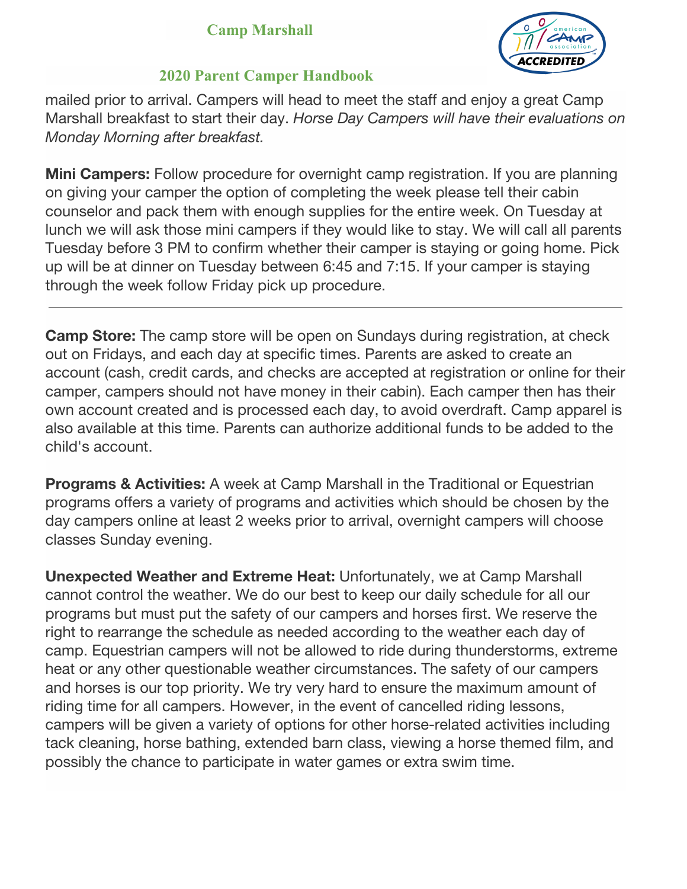mailed prior to arrival. Campers will head to meet the staff and enjoy a great Camp Marshall breakfast to start their day. *Horse Day Campers will have their evaluations on Monday Morning after breakfast.*

**Mini Campers:** Follow procedure for overnight camp registration. If you are planning on giving your camper the option of completing the week please tell their cabin counselor and pack them with enough supplies for the entire week. On Tuesday at lunch we will ask those mini campers if they would like to stay. We will call all parents Tuesday before 3 PM to confirm whether their camper is staying or going home. Pick up will be at dinner on Tuesday between 6:45 and 7:15. If your camper is staying through the week follow Friday pick up procedure.

---

**Camp Store:** The camp store will be open on Sundays during registration, at check out on Fridays, and each day at specific times. Parents are asked to create an account (cash, credit cards, and checks are accepted at registration or online for their camper, campers should not have money in their cabin). Each camper then has their own account created and is processed each day, to avoid overdraft. Camp apparel is also available at this time. Parents can authorize additional funds to be added to the child's account.

**Programs & Activities:** A week at Camp Marshall in the Traditional or Equestrian programs offers a variety of programs and activities which should be chosen by the day campers online at least 2 weeks prior to arrival, overnight campers will choose classes Sunday evening.

**Unexpected Weather and Extreme Heat:** Unfortunately, we at Camp Marshall cannot control the weather. We do our best to keep our daily schedule for all our programs but must put the safety of our campers and horses first. We reserve the right to rearrange the schedule as needed according to the weather each day of camp. Equestrian campers will not be allowed to ride during thunderstorms, extreme heat or any other questionable weather circumstances. The safety of our campers and horses is our top priority. We try very hard to ensure the maximum amount of riding time for all campers. However, in the event of cancelled riding lessons, campers will be given a variety of options for other horse-related activities including tack cleaning, horse bathing, extended barn class, viewing a horse themed film, and possibly the chance to participate in water games or extra swim time.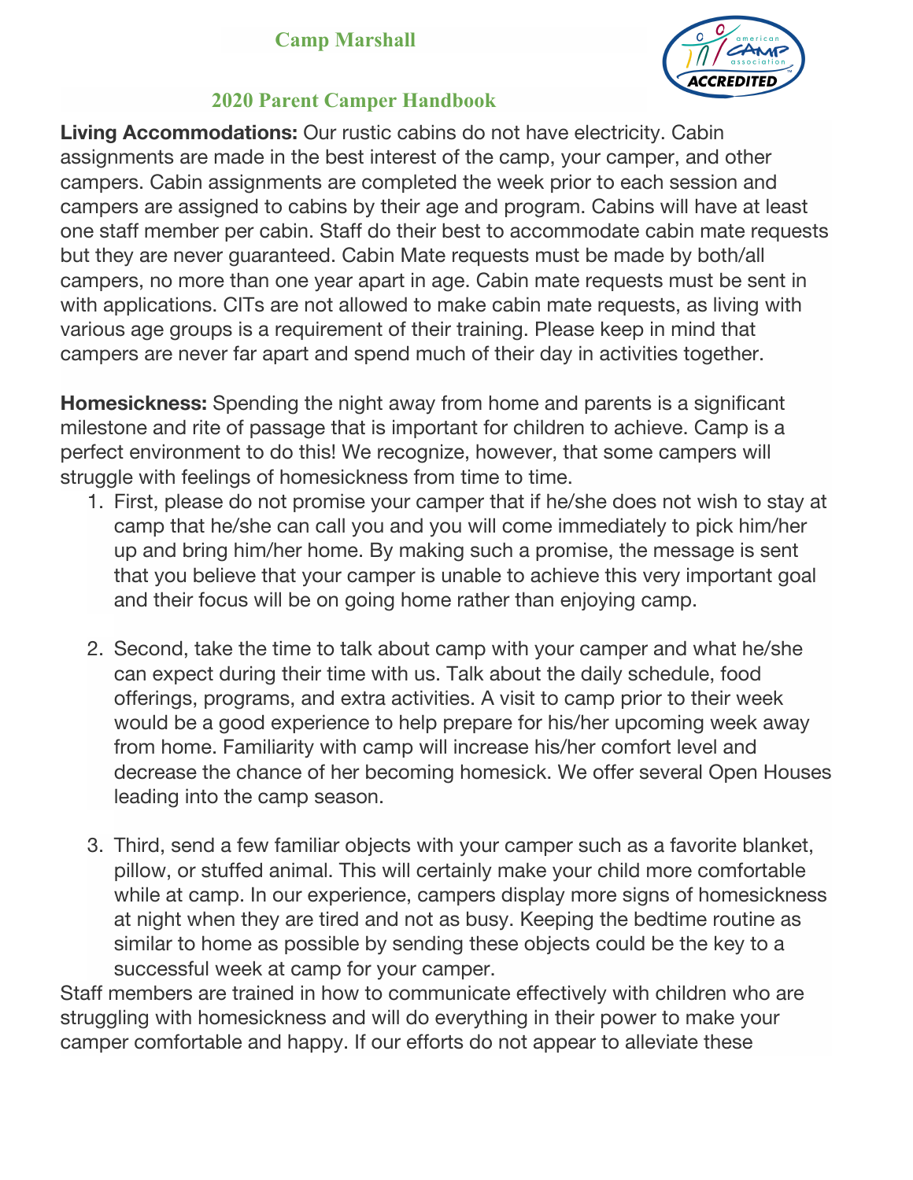**Living Accommodations:** Our rustic cabins do not have electricity. Cabin assignments are made in the best interest of the camp, your camper, and other campers. Cabin assignments are completed the week prior to each session and campers are assigned to cabins by their age and program. Cabins will have at least one staff member per cabin. Staff do their best to accommodate cabin mate requests but they are never guaranteed. Cabin Mate requests must be made by both/all campers, no more than one year apart in age. Cabin mate requests must be sent in with applications. CITs are not allowed to make cabin mate requests, as living with various age groups is a requirement of their training. Please keep in mind that campers are never far apart and spend much of their day in activities together.

**Homesickness:** Spending the night away from home and parents is a significant milestone and rite of passage that is important for children to achieve. Camp is a perfect environment to do this! We recognize, however, that some campers will struggle with feelings of homesickness from time to time.

1. First, please do not promise your camper that if he/she does not wish to stay at camp that he/she can call you and you will come immediately to pick him/her up and bring him/her home. By making such a promise, the message is sent that you believe that your camper is unable to achieve this very important goal and their focus will be on going home rather than enjoying camp.

2. Second, take the time to talk about camp with your camper and what he/she can expect during their time with us. Talk about the daily schedule, food offerings, programs, and extra activities. A visit to camp prior to their week would be a good experience to help prepare for his/her upcoming week away from home. Familiarity with camp will increase his/her comfort level and decrease the chance of her becoming homesick. We offer several Open Houses leading into the camp season.

3. Third, send a few familiar objects with your camper such as a favorite blanket, pillow, or stuffed animal. This will certainly make your child more comfortable while at camp. In our experience, campers display more signs of homesickness at night when they are tired and not as busy. Keeping the bedtime routine as similar to home as possible by sending these objects could be the key to a successful week at camp for your camper.

Staff members are trained in how to communicate effectively with children who are struggling with homesickness and will do everything in their power to make your camper comfortable and happy. If our efforts do not appear to alleviate these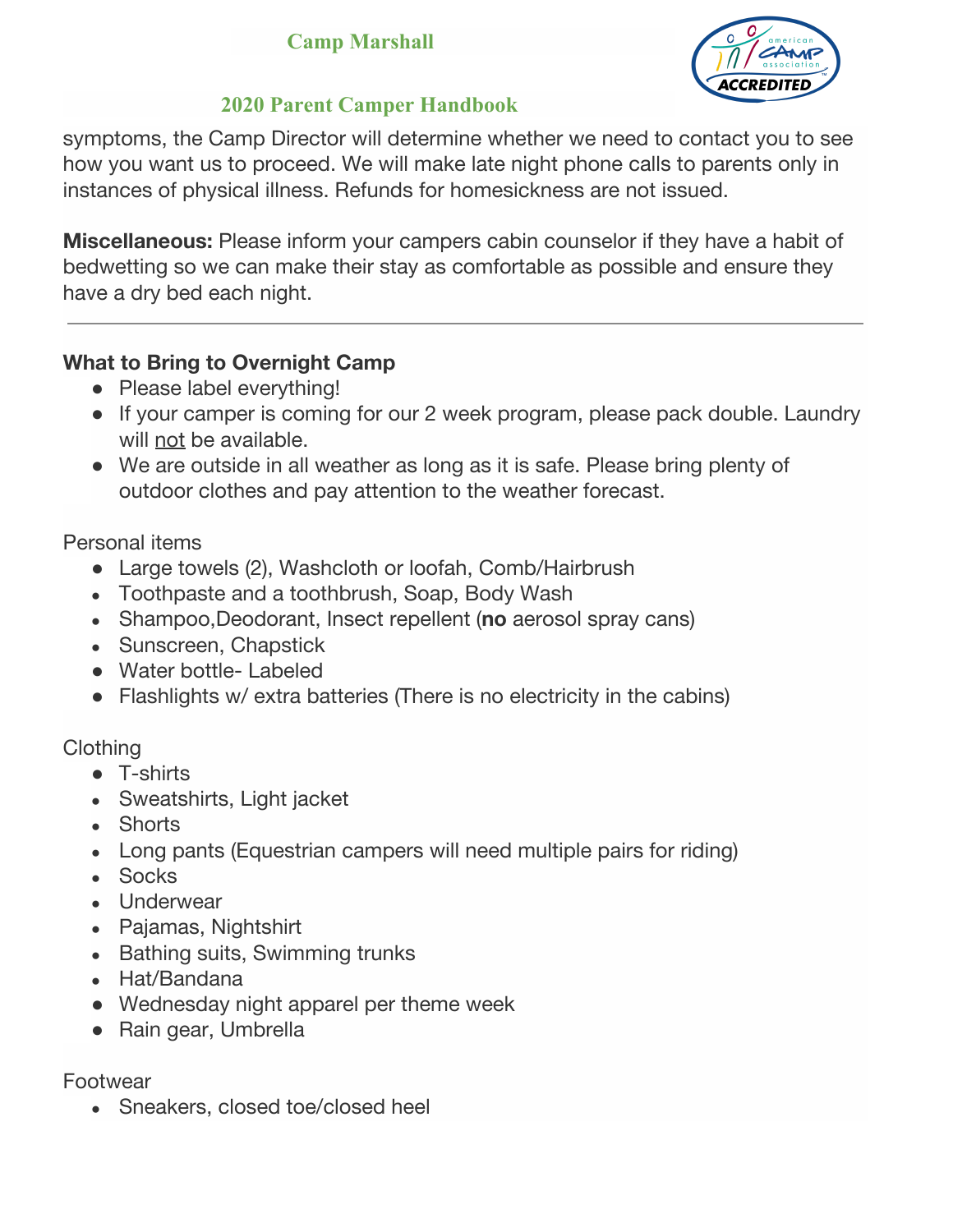symptoms, the Camp Director will determine whether we need to contact you to see how you want us to proceed. We will make late night phone calls to parents only in instances of physical illness. Refunds for homesickness are not issued.

**Miscellaneous:** Please inform your campers cabin counselor if they have a habit of bedwetting so we can make their stay as comfortable as possible and ensure they have a dry bed each night.

---

**What to Bring to Overnight Camp**

- Please label everything!
- If your camper is coming for our 2 week program, please pack double. Laundry will not be available.
- We are outside in all weather as long as it is safe. Please bring plenty of outdoor clothes and pay attention to the weather forecast.

Personal items

- Large towels (2), Washcloth or loofah, Comb/Hairbrush
- Toothpaste and a toothbrush, Soap, Body Wash
- Shampoo,Deodorant, Insect repellent (**no** aerosol spray cans)
- Sunscreen, Chapstick
- Water bottle- Labeled
- Flashlights w/ extra batteries (There is no electricity in the cabins)

Clothing

- T-shirts
- Sweatshirts, Light jacket
- Shorts
- Long pants (Equestrian campers will need multiple pairs for riding)
- Socks
- Underwear
- Pajamas, Nightshirt
- Bathing suits, Swimming trunks
- Hat/Bandana
- Wednesday night apparel per theme week
- Rain gear, Umbrella

Footwear

- Sneakers, closed toe/closed heel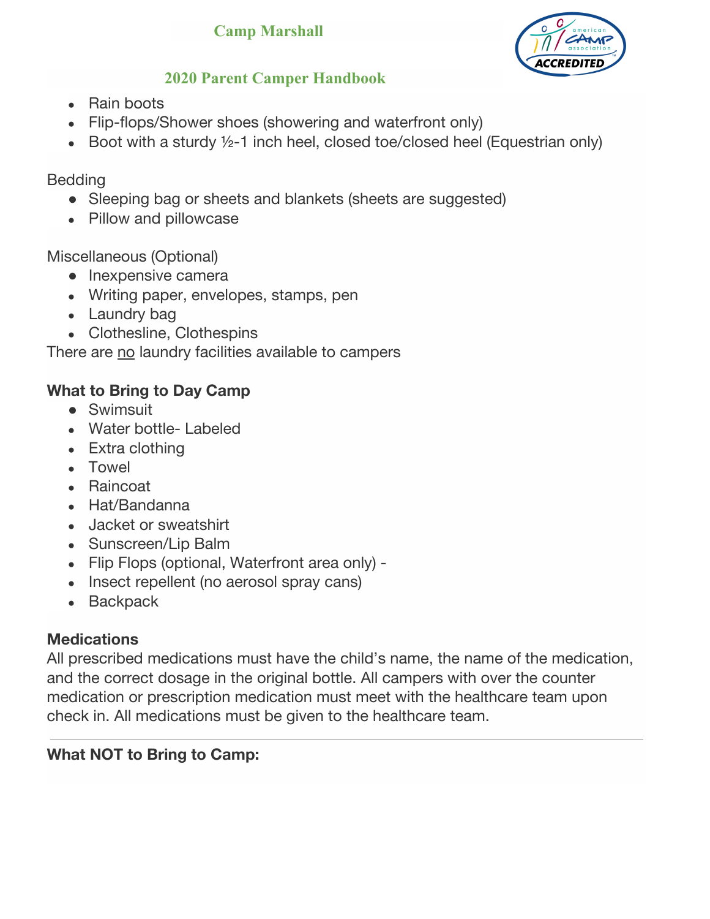- Rain boots
- Flip-flops/Shower shoes (showering and waterfront only)
- Boot with a sturdy ½-1 inch heel, closed toe/closed heel (Equestrian only)

Bedding

- Sleeping bag or sheets and blankets (sheets are suggested)
- Pillow and pillowcase

Miscellaneous (Optional)

- Inexpensive camera
- Writing paper, envelopes, stamps, pen
- Laundry bag
- Clothesline, Clothespins

There are <u>no</u> laundry facilities available to campers

**What to Bring to Day Camp**

- Swimsuit
- Water bottle- Labeled
- Extra clothing
- Towel
- Raincoat
- Hat/Bandanna
- Jacket or sweatshirt
- Sunscreen/Lip Balm
- Flip Flops (optional, Waterfront area only) -
- Insect repellent (no aerosol spray cans)
- Backpack

**Medications**

All prescribed medications must have the child's name, the name of the medication, and the correct dosage in the original bottle. All campers with over the counter medication or prescription medication must meet with the healthcare team upon check in. All medications must be given to the healthcare team.

---

**What NOT to Bring to Camp:**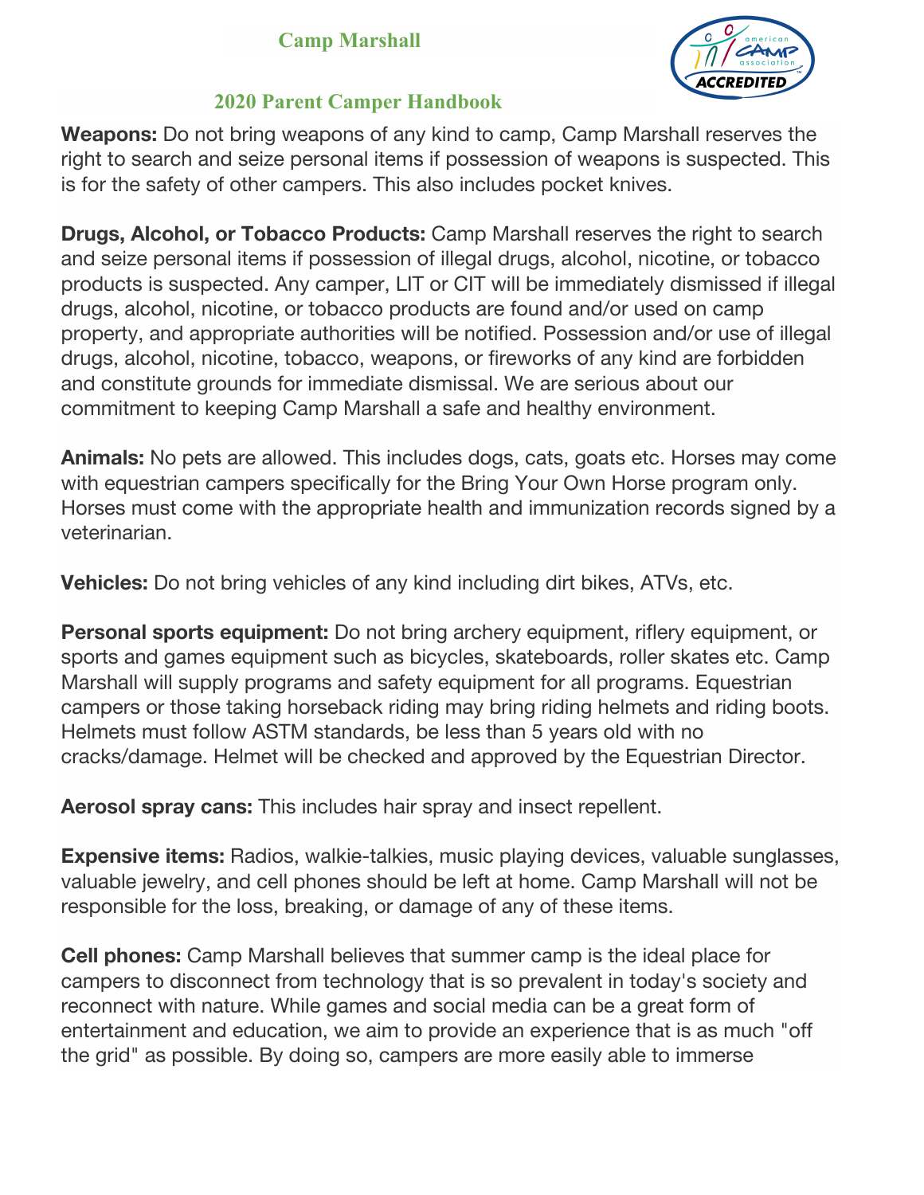**Weapons:** Do not bring weapons of any kind to camp, Camp Marshall reserves the right to search and seize personal items if possession of weapons is suspected. This is for the safety of other campers. This also includes pocket knives.

**Drugs, Alcohol, or Tobacco Products:** Camp Marshall reserves the right to search and seize personal items if possession of illegal drugs, alcohol, nicotine, or tobacco products is suspected. Any camper, LIT or CIT will be immediately dismissed if illegal drugs, alcohol, nicotine, or tobacco products are found and/or used on camp property, and appropriate authorities will be notified. Possession and/or use of illegal drugs, alcohol, nicotine, tobacco, weapons, or fireworks of any kind are forbidden and constitute grounds for immediate dismissal. We are serious about our commitment to keeping Camp Marshall a safe and healthy environment.

**Animals:** No pets are allowed. This includes dogs, cats, goats etc. Horses may come with equestrian campers specifically for the Bring Your Own Horse program only. Horses must come with the appropriate health and immunization records signed by a veterinarian.

**Vehicles:** Do not bring vehicles of any kind including dirt bikes, ATVs, etc.

**Personal sports equipment:** Do not bring archery equipment, riflery equipment, or sports and games equipment such as bicycles, skateboards, roller skates etc. Camp Marshall will supply programs and safety equipment for all programs. Equestrian campers or those taking horseback riding may bring riding helmets and riding boots. Helmets must follow ASTM standards, be less than 5 years old with no cracks/damage. Helmet will be checked and approved by the Equestrian Director.

**Aerosol spray cans:** This includes hair spray and insect repellent.

**Expensive items:** Radios, walkie-talkies, music playing devices, valuable sunglasses, valuable jewelry, and cell phones should be left at home. Camp Marshall will not be responsible for the loss, breaking, or damage of any of these items.

**Cell phones:** Camp Marshall believes that summer camp is the ideal place for campers to disconnect from technology that is so prevalent in today's society and reconnect with nature. While games and social media can be a great form of entertainment and education, we aim to provide an experience that is as much "off the grid" as possible. By doing so, campers are more easily able to immerse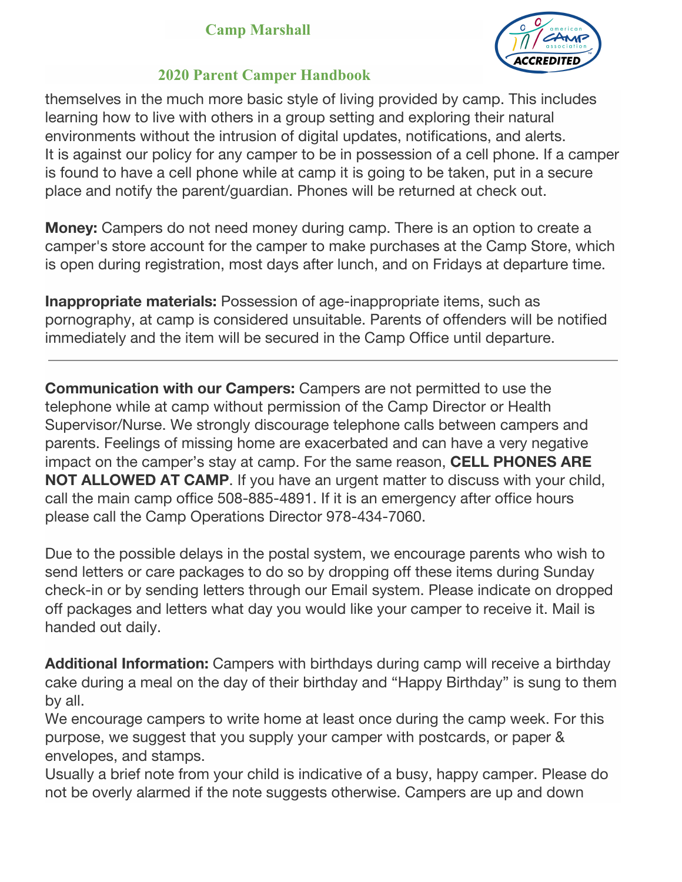themselves in the much more basic style of living provided by camp. This includes learning how to live with others in a group setting and exploring their natural environments without the intrusion of digital updates, notifications, and alerts.
It is against our policy for any camper to be in possession of a cell phone. If a camper is found to have a cell phone while at camp it is going to be taken, put in a secure place and notify the parent/guardian. Phones will be returned at check out.

**Money:** Campers do not need money during camp. There is an option to create a camper's store account for the camper to make purchases at the Camp Store, which is open during registration, most days after lunch, and on Fridays at departure time.

**Inappropriate materials:** Possession of age-inappropriate items, such as pornography, at camp is considered unsuitable. Parents of offenders will be notified immediately and the item will be secured in the Camp Office until departure.

---

**Communication with our Campers:** Campers are not permitted to use the telephone while at camp without permission of the Camp Director or Health Supervisor/Nurse. We strongly discourage telephone calls between campers and parents. Feelings of missing home are exacerbated and can have a very negative impact on the camper's stay at camp. For the same reason, **CELL PHONES ARE NOT ALLOWED AT CAMP**. If you have an urgent matter to discuss with your child, call the main camp office 508-885-4891. If it is an emergency after office hours please call the Camp Operations Director 978-434-7060.

Due to the possible delays in the postal system, we encourage parents who wish to send letters or care packages to do so by dropping off these items during Sunday check-in or by sending letters through our Email system. Please indicate on dropped off packages and letters what day you would like your camper to receive it. Mail is handed out daily.

**Additional Information:** Campers with birthdays during camp will receive a birthday cake during a meal on the day of their birthday and "Happy Birthday" is sung to them by all.
We encourage campers to write home at least once during the camp week. For this purpose, we suggest that you supply your camper with postcards, or paper & envelopes, and stamps.
Usually a brief note from your child is indicative of a busy, happy camper. Please do not be overly alarmed if the note suggests otherwise. Campers are up and down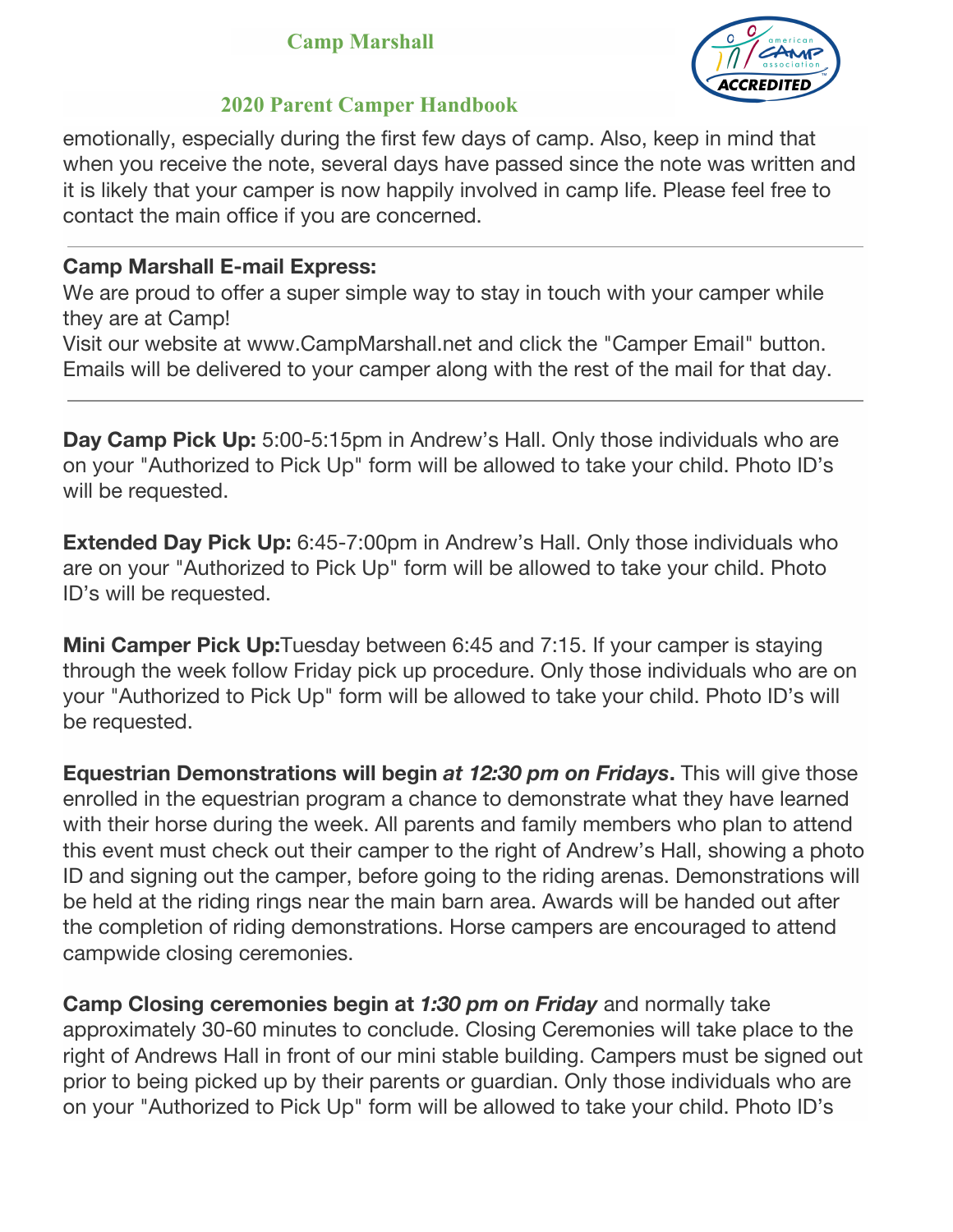emotionally, especially during the first few days of camp. Also, keep in mind that when you receive the note, several days have passed since the note was written and it is likely that your camper is now happily involved in camp life. Please feel free to contact the main office if you are concerned.

---

**Camp Marshall E-mail Express:**
We are proud to offer a super simple way to stay in touch with your camper while they are at Camp!
Visit our website at www.CampMarshall.net and click the "Camper Email" button. Emails will be delivered to your camper along with the rest of the mail for that day.

---

**Day Camp Pick Up:** 5:00-5:15pm in Andrew's Hall. Only those individuals who are on your "Authorized to Pick Up" form will be allowed to take your child. Photo ID's will be requested.

**Extended Day Pick Up:** 6:45-7:00pm in Andrew's Hall. Only those individuals who are on your "Authorized to Pick Up" form will be allowed to take your child. Photo ID's will be requested.

**Mini Camper Pick Up:**Tuesday between 6:45 and 7:15. If your camper is staying through the week follow Friday pick up procedure. Only those individuals who are on your "Authorized to Pick Up" form will be allowed to take your child. Photo ID's will be requested.

**Equestrian Demonstrations will begin *at 12:30 pm on Fridays*.** This will give those enrolled in the equestrian program a chance to demonstrate what they have learned with their horse during the week. All parents and family members who plan to attend this event must check out their camper to the right of Andrew's Hall, showing a photo ID and signing out the camper, before going to the riding arenas. Demonstrations will be held at the riding rings near the main barn area. Awards will be handed out after the completion of riding demonstrations. Horse campers are encouraged to attend campwide closing ceremonies.

**Camp Closing ceremonies begin at *1:30 pm on Friday*** and normally take approximately 30-60 minutes to conclude. Closing Ceremonies will take place to the right of Andrews Hall in front of our mini stable building. Campers must be signed out prior to being picked up by their parents or guardian. Only those individuals who are on your "Authorized to Pick Up" form will be allowed to take your child. Photo ID's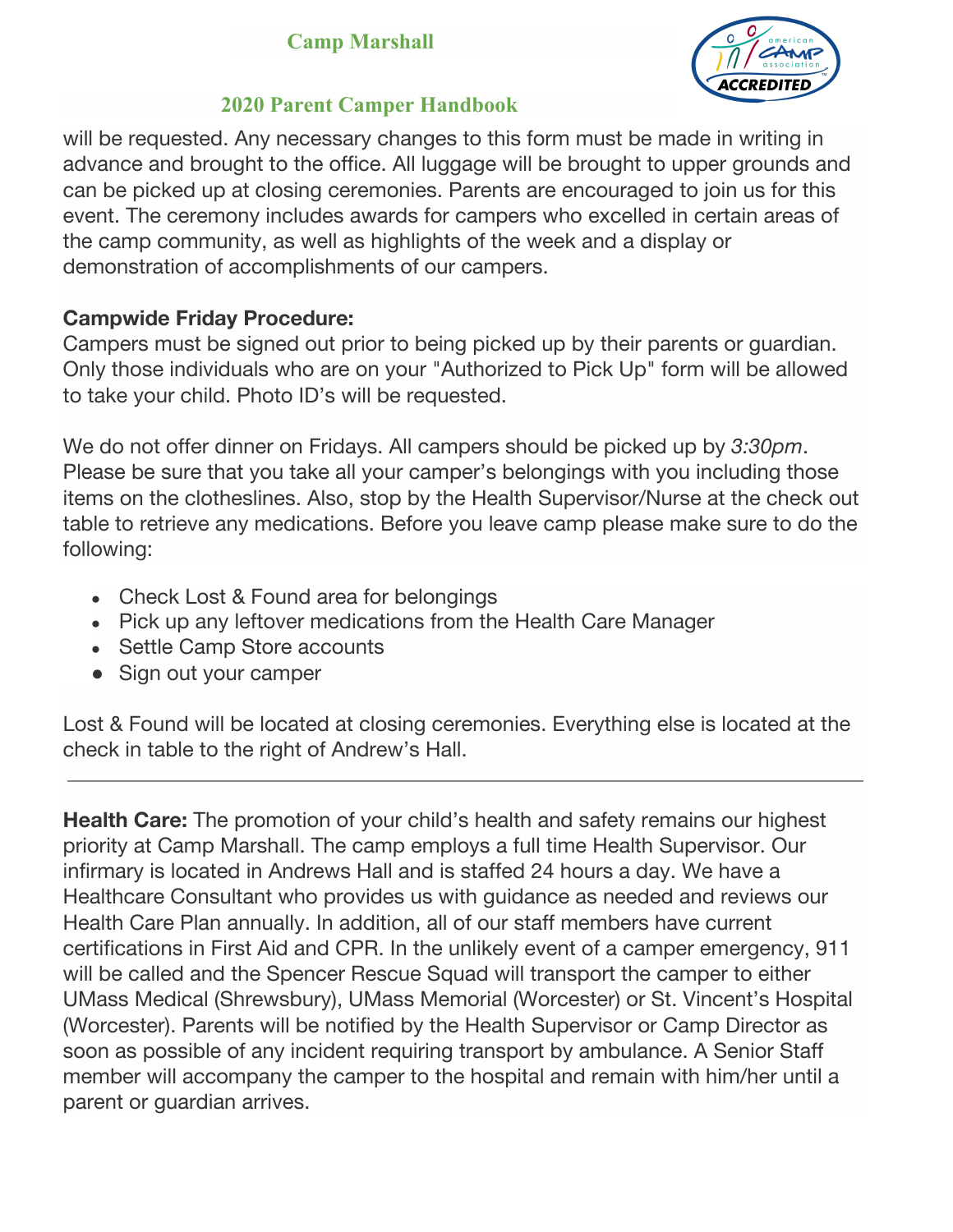will be requested. Any necessary changes to this form must be made in writing in advance and brought to the office. All luggage will be brought to upper grounds and can be picked up at closing ceremonies. Parents are encouraged to join us for this event. The ceremony includes awards for campers who excelled in certain areas of the camp community, as well as highlights of the week and a display or demonstration of accomplishments of our campers.

**Campwide Friday Procedure:**
Campers must be signed out prior to being picked up by their parents or guardian. Only those individuals who are on your "Authorized to Pick Up" form will be allowed to take your child. Photo ID's will be requested.

We do not offer dinner on Fridays. All campers should be picked up by *3:30pm*. Please be sure that you take all your camper's belongings with you including those items on the clotheslines. Also, stop by the Health Supervisor/Nurse at the check out table to retrieve any medications. Before you leave camp please make sure to do the following:

- Check Lost & Found area for belongings
- Pick up any leftover medications from the Health Care Manager
- Settle Camp Store accounts
- Sign out your camper

Lost & Found will be located at closing ceremonies. Everything else is located at the check in table to the right of Andrew's Hall.

---

**Health Care:** The promotion of your child's health and safety remains our highest priority at Camp Marshall. The camp employs a full time Health Supervisor. Our infirmary is located in Andrews Hall and is staffed 24 hours a day. We have a Healthcare Consultant who provides us with guidance as needed and reviews our Health Care Plan annually. In addition, all of our staff members have current certifications in First Aid and CPR. In the unlikely event of a camper emergency, 911 will be called and the Spencer Rescue Squad will transport the camper to either UMass Medical (Shrewsbury), UMass Memorial (Worcester) or St. Vincent's Hospital (Worcester). Parents will be notified by the Health Supervisor or Camp Director as soon as possible of any incident requiring transport by ambulance. A Senior Staff member will accompany the camper to the hospital and remain with him/her until a parent or guardian arrives.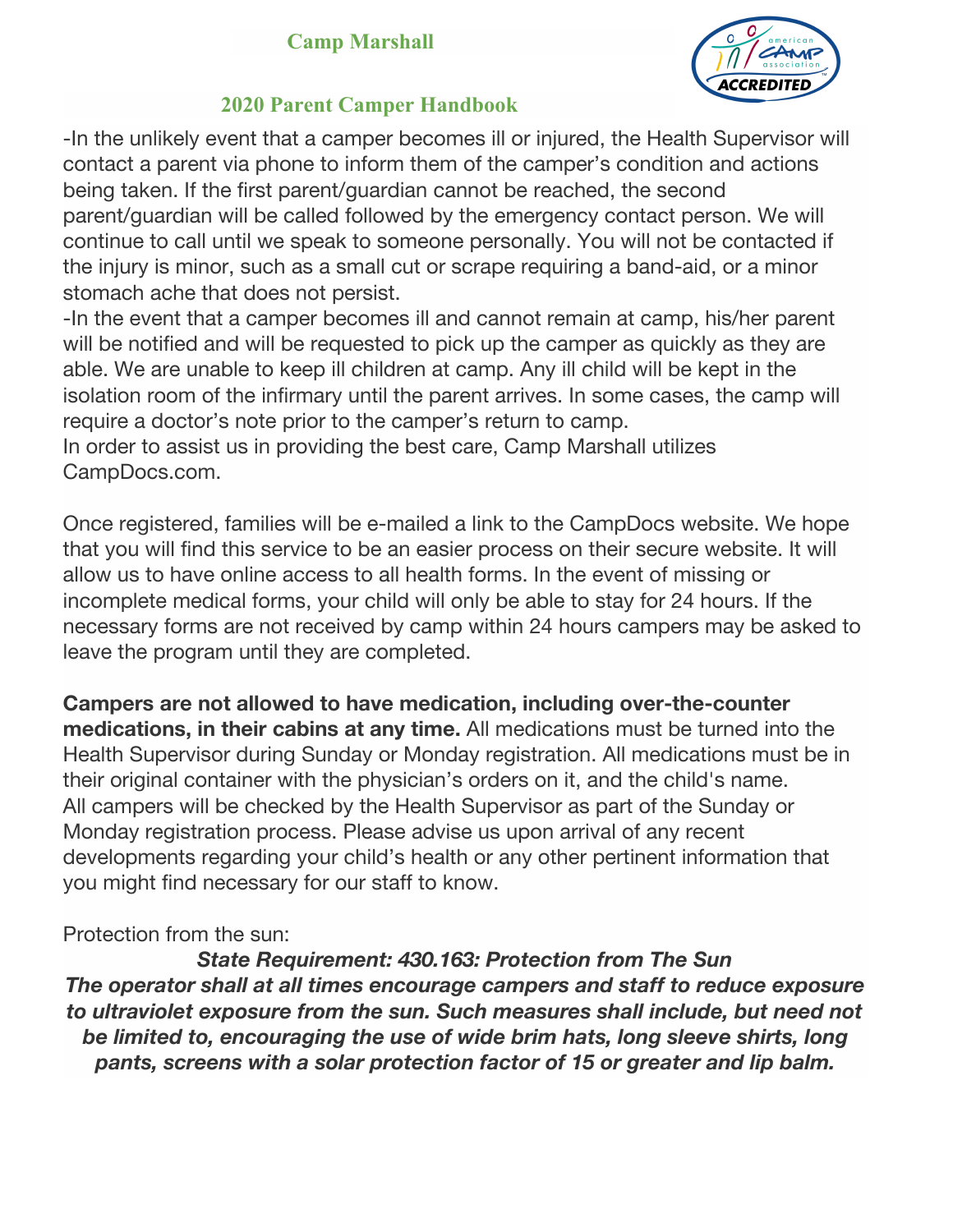-In the unlikely event that a camper becomes ill or injured, the Health Supervisor will contact a parent via phone to inform them of the camper's condition and actions being taken. If the first parent/guardian cannot be reached, the second parent/guardian will be called followed by the emergency contact person. We will continue to call until we speak to someone personally. You will not be contacted if the injury is minor, such as a small cut or scrape requiring a band-aid, or a minor stomach ache that does not persist.

-In the event that a camper becomes ill and cannot remain at camp, his/her parent will be notified and will be requested to pick up the camper as quickly as they are able. We are unable to keep ill children at camp. Any ill child will be kept in the isolation room of the infirmary until the parent arrives. In some cases, the camp will require a doctor's note prior to the camper's return to camp.

In order to assist us in providing the best care, Camp Marshall utilizes CampDocs.com.

Once registered, families will be e-mailed a link to the CampDocs website. We hope that you will find this service to be an easier process on their secure website. It will allow us to have online access to all health forms. In the event of missing or incomplete medical forms, your child will only be able to stay for 24 hours. If the necessary forms are not received by camp within 24 hours campers may be asked to leave the program until they are completed.

**Campers are not allowed to have medication, including over-the-counter medications, in their cabins at any time.** All medications must be turned into the Health Supervisor during Sunday or Monday registration. All medications must be in their original container with the physician's orders on it, and the child's name. All campers will be checked by the Health Supervisor as part of the Sunday or Monday registration process. Please advise us upon arrival of any recent developments regarding your child's health or any other pertinent information that you might find necessary for our staff to know.

Protection from the sun:

***State Requirement: 430.163: Protection from The Sun***

***The operator shall at all times encourage campers and staff to reduce exposure to ultraviolet exposure from the sun. Such measures shall include, but need not be limited to, encouraging the use of wide brim hats, long sleeve shirts, long pants, screens with a solar protection factor of 15 or greater and lip balm.***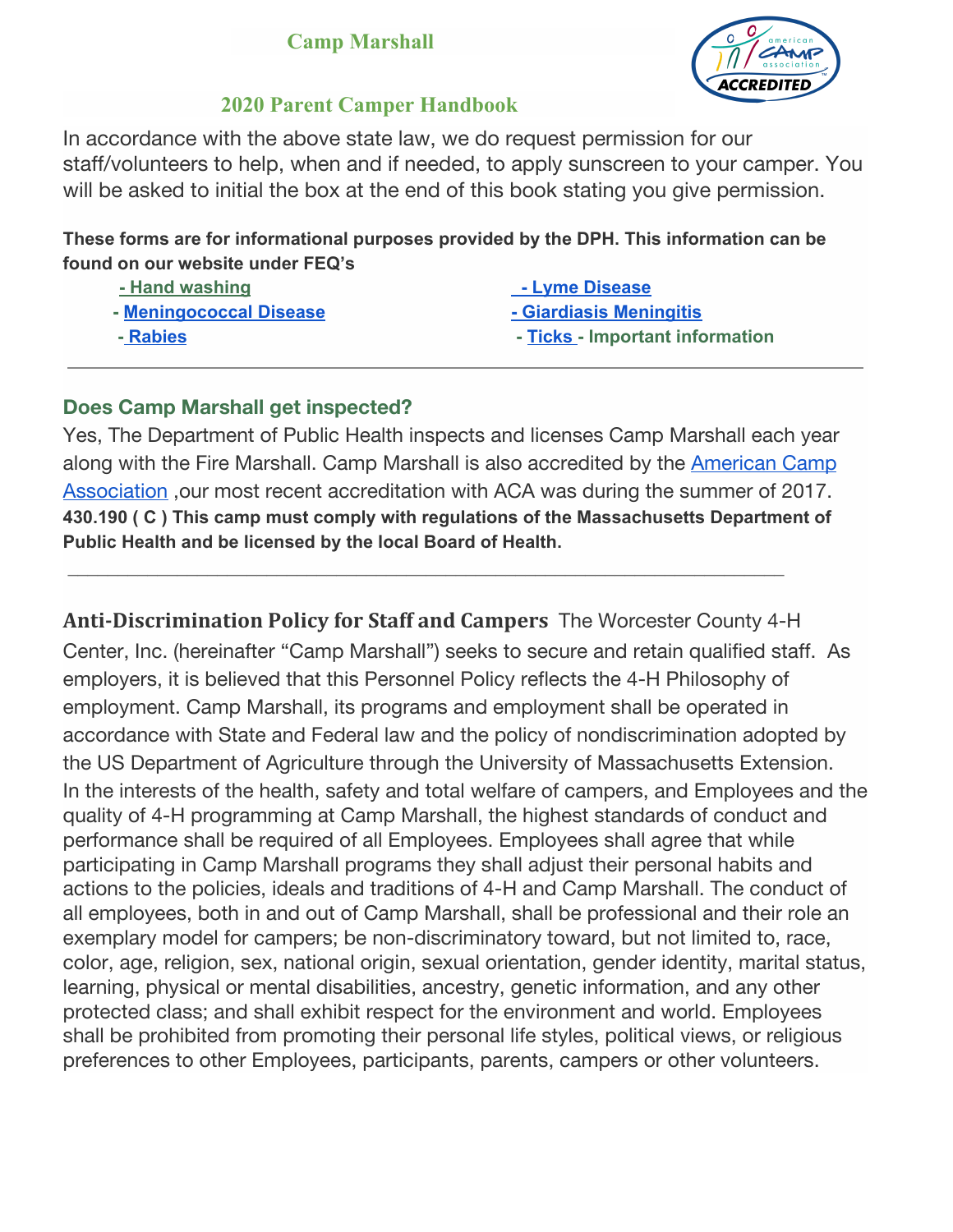In accordance with the above state law, we do request permission for our staff/volunteers to help, when and if needed, to apply sunscreen to your camper. You will be asked to initial the box at the end of this book stating you give permission.

**These forms are for informational purposes provided by the DPH. This information can be found on our website under FEQ's**

- **Hand washing**
- **Meningococcal Disease**
- **Rabies**
- **Lyme Disease**
- **Giardiasis Meningitis**
- **Ticks - Important information**

---

### Does Camp Marshall get inspected?

Yes, The Department of Public Health inspects and licenses Camp Marshall each year along with the Fire Marshall. Camp Marshall is also accredited by the American Camp Association ,our most recent accreditation with ACA was during the summer of 2017.
**430.190 ( C ) This camp must comply with regulations of the Massachusetts Department of Public Health and be licensed by the local Board of Health.**

---

**Anti-Discrimination Policy for Staff and Campers** The Worcester County 4-H Center, Inc. (hereinafter "Camp Marshall") seeks to secure and retain qualified staff. As employers, it is believed that this Personnel Policy reflects the 4-H Philosophy of employment. Camp Marshall, its programs and employment shall be operated in accordance with State and Federal law and the policy of nondiscrimination adopted by the US Department of Agriculture through the University of Massachusetts Extension. In the interests of the health, safety and total welfare of campers, and Employees and the quality of 4-H programming at Camp Marshall, the highest standards of conduct and performance shall be required of all Employees. Employees shall agree that while participating in Camp Marshall programs they shall adjust their personal habits and actions to the policies, ideals and traditions of 4-H and Camp Marshall. The conduct of all employees, both in and out of Camp Marshall, shall be professional and their role an exemplary model for campers; be non-discriminatory toward, but not limited to, race, color, age, religion, sex, national origin, sexual orientation, gender identity, marital status, learning, physical or mental disabilities, ancestry, genetic information, and any other protected class; and shall exhibit respect for the environment and world. Employees shall be prohibited from promoting their personal life styles, political views, or religious preferences to other Employees, participants, parents, campers or other volunteers.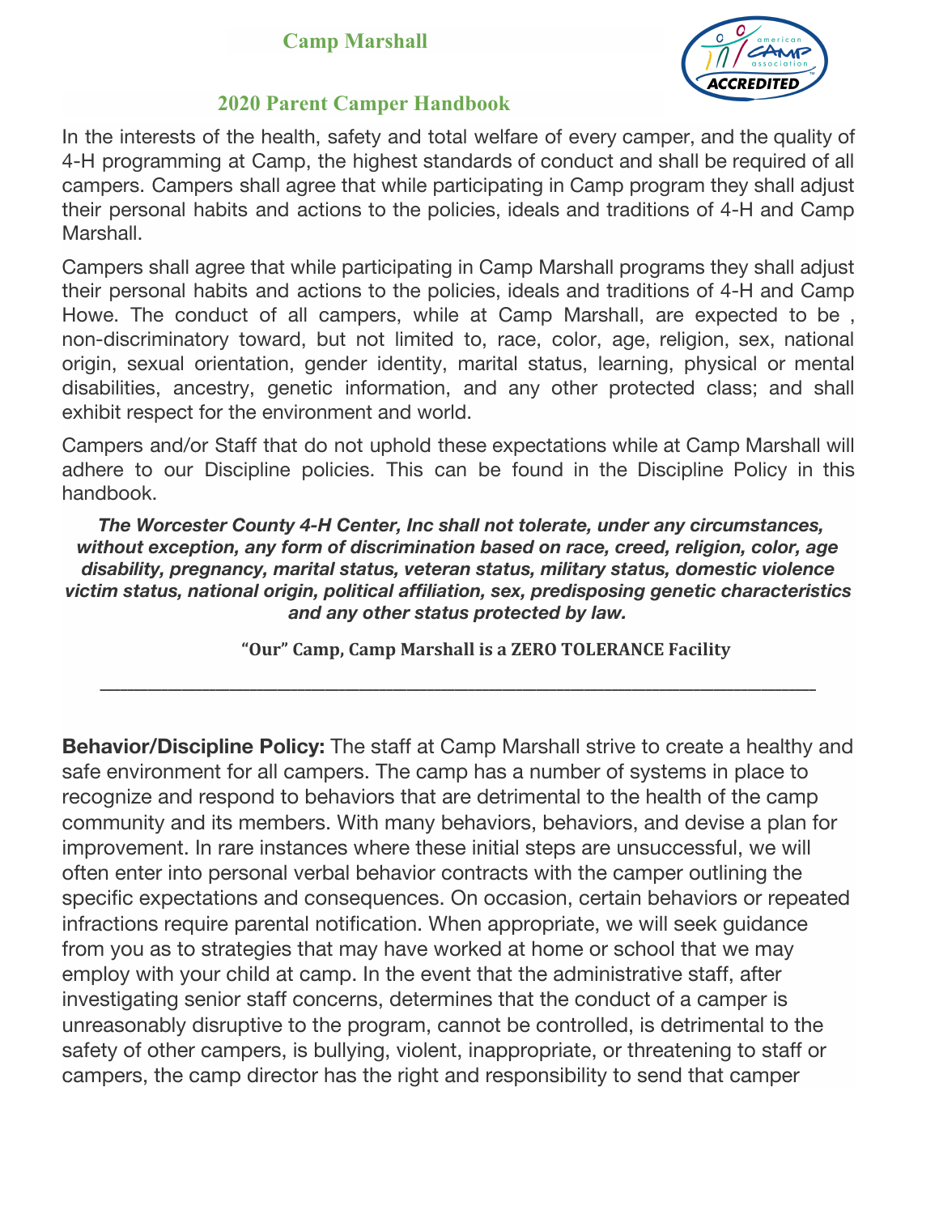**Camp Marshall**

**2020 Parent Camper Handbook**

In the interests of the health, safety and total welfare of every camper, and the quality of 4-H programming at Camp, the highest standards of conduct and shall be required of all campers. Campers shall agree that while participating in Camp program they shall adjust their personal habits and actions to the policies, ideals and traditions of 4-H and Camp Marshall.

Campers shall agree that while participating in Camp Marshall programs they shall adjust their personal habits and actions to the policies, ideals and traditions of 4-H and Camp Howe. The conduct of all campers, while at Camp Marshall, are expected to be , non-discriminatory toward, but not limited to, race, color, age, religion, sex, national origin, sexual orientation, gender identity, marital status, learning, physical or mental disabilities, ancestry, genetic information, and any other protected class; and shall exhibit respect for the environment and world.

Campers and/or Staff that do not uphold these expectations while at Camp Marshall will adhere to our Discipline policies. This can be found in the Discipline Policy in this handbook.

***The Worcester County 4-H Center, Inc shall not tolerate, under any circumstances, without exception, any form of discrimination based on race, creed, religion, color, age disability, pregnancy, marital status, veteran status, military status, domestic violence victim status, national origin, political affiliation, sex, predisposing genetic characteristics and any other status protected by law.***

**"Our" Camp, Camp Marshall is a ZERO TOLERANCE Facility**

---

**Behavior/Discipline Policy:** The staff at Camp Marshall strive to create a healthy and safe environment for all campers. The camp has a number of systems in place to recognize and respond to behaviors that are detrimental to the health of the camp community and its members. With many behaviors, behaviors, and devise a plan for improvement. In rare instances where these initial steps are unsuccessful, we will often enter into personal verbal behavior contracts with the camper outlining the specific expectations and consequences. On occasion, certain behaviors or repeated infractions require parental notification. When appropriate, we will seek guidance from you as to strategies that may have worked at home or school that we may employ with your child at camp. In the event that the administrative staff, after investigating senior staff concerns, determines that the conduct of a camper is unreasonably disruptive to the program, cannot be controlled, is detrimental to the safety of other campers, is bullying, violent, inappropriate, or threatening to staff or campers, the camp director has the right and responsibility to send that camper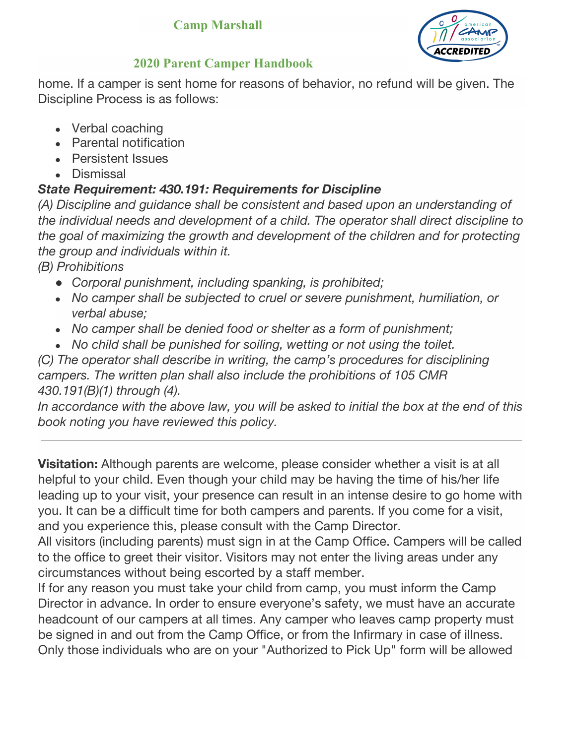home. If a camper is sent home for reasons of behavior, no refund will be given. The Discipline Process is as follows:

- Verbal coaching
- Parental notification
- Persistent Issues
- Dismissal

***State Requirement: 430.191: Requirements for Discipline***

*(A) Discipline and guidance shall be consistent and based upon an understanding of the individual needs and development of a child. The operator shall direct discipline to the goal of maximizing the growth and development of the children and for protecting the group and individuals within it.*

*(B) Prohibitions*

- *Corporal punishment, including spanking, is prohibited;*
- *No camper shall be subjected to cruel or severe punishment, humiliation, or verbal abuse;*
- *No camper shall be denied food or shelter as a form of punishment;*
- *No child shall be punished for soiling, wetting or not using the toilet.*

*(C) The operator shall describe in writing, the camp's procedures for disciplining campers. The written plan shall also include the prohibitions of 105 CMR 430.191(B)(1) through (4).*

*In accordance with the above law, you will be asked to initial the box at the end of this book noting you have reviewed this policy.*

---

**Visitation:** Although parents are welcome, please consider whether a visit is at all helpful to your child. Even though your child may be having the time of his/her life leading up to your visit, your presence can result in an intense desire to go home with you. It can be a difficult time for both campers and parents. If you come for a visit, and you experience this, please consult with the Camp Director.

All visitors (including parents) must sign in at the Camp Office. Campers will be called to the office to greet their visitor. Visitors may not enter the living areas under any circumstances without being escorted by a staff member.

If for any reason you must take your child from camp, you must inform the Camp Director in advance. In order to ensure everyone's safety, we must have an accurate headcount of our campers at all times. Any camper who leaves camp property must be signed in and out from the Camp Office, or from the Infirmary in case of illness. Only those individuals who are on your "Authorized to Pick Up" form will be allowed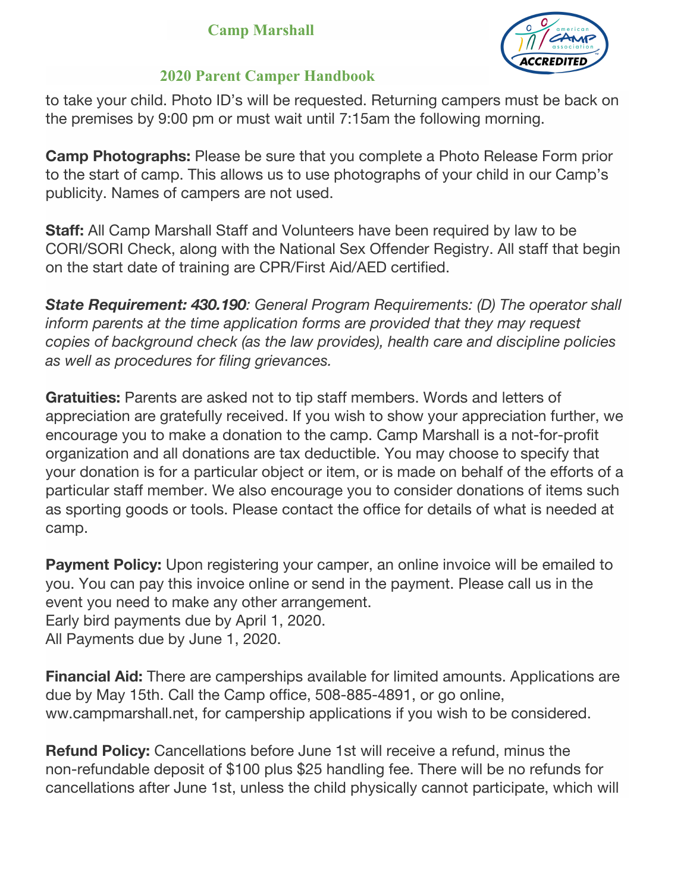to take your child. Photo ID's will be requested. Returning campers must be back on the premises by 9:00 pm or must wait until 7:15am the following morning.

**Camp Photographs:** Please be sure that you complete a Photo Release Form prior to the start of camp. This allows us to use photographs of your child in our Camp's publicity. Names of campers are not used.

**Staff:** All Camp Marshall Staff and Volunteers have been required by law to be CORI/SORI Check, along with the National Sex Offender Registry. All staff that begin on the start date of training are CPR/First Aid/AED certified.

***State Requirement: 430.190****: General Program Requirements: (D) The operator shall inform parents at the time application forms are provided that they may request copies of background check (as the law provides), health care and discipline policies as well as procedures for filing grievances.*

**Gratuities:** Parents are asked not to tip staff members. Words and letters of appreciation are gratefully received. If you wish to show your appreciation further, we encourage you to make a donation to the camp. Camp Marshall is a not-for-profit organization and all donations are tax deductible. You may choose to specify that your donation is for a particular object or item, or is made on behalf of the efforts of a particular staff member. We also encourage you to consider donations of items such as sporting goods or tools. Please contact the office for details of what is needed at camp.

**Payment Policy:** Upon registering your camper, an online invoice will be emailed to you. You can pay this invoice online or send in the payment. Please call us in the event you need to make any other arrangement.
Early bird payments due by April 1, 2020.
All Payments due by June 1, 2020.

**Financial Aid:** There are camperships available for limited amounts. Applications are due by May 15th. Call the Camp office, 508-885-4891, or go online, ww.campmarshall.net, for campership applications if you wish to be considered.

**Refund Policy:** Cancellations before June 1st will receive a refund, minus the non-refundable deposit of $100 plus $25 handling fee. There will be no refunds for cancellations after June 1st, unless the child physically cannot participate, which will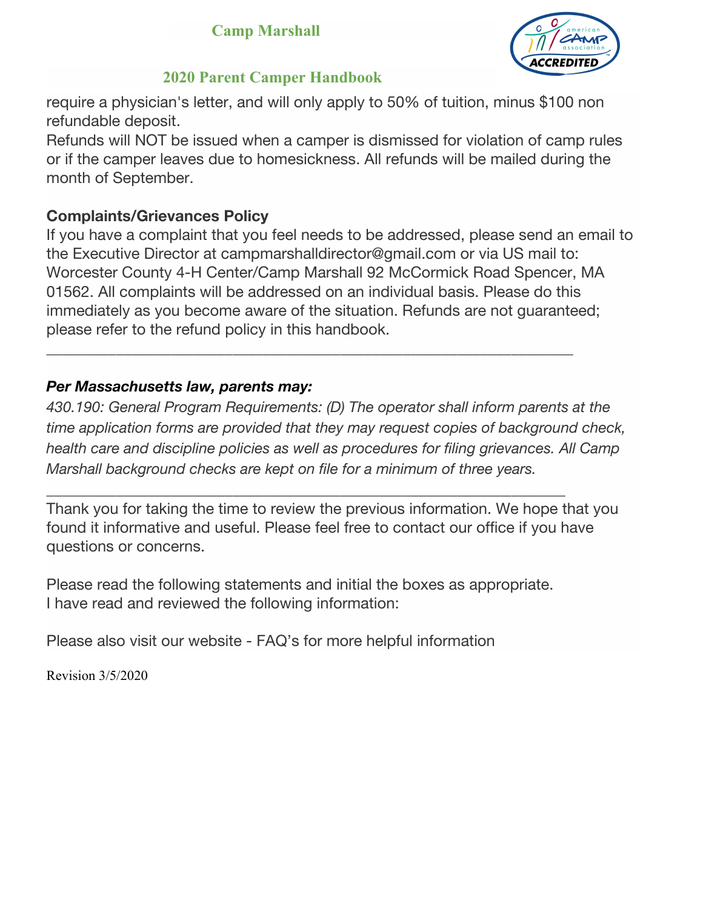require a physician's letter, and will only apply to 50% of tuition, minus $100 non refundable deposit.

Refunds will NOT be issued when a camper is dismissed for violation of camp rules or if the camper leaves due to homesickness. All refunds will be mailed during the month of September.

**Complaints/Grievances Policy**

If you have a complaint that you feel needs to be addressed, please send an email to the Executive Director at campmarshalldirector@gmail.com or via US mail to: Worcester County 4-H Center/Camp Marshall 92 McCormick Road Spencer, MA 01562. All complaints will be addressed on an individual basis. Please do this immediately as you become aware of the situation. Refunds are not guaranteed; please refer to the refund policy in this handbook.

---

***Per Massachusetts law, parents may:***

*430.190: General Program Requirements: (D) The operator shall inform parents at the time application forms are provided that they may request copies of background check, health care and discipline policies as well as procedures for filing grievances. All Camp Marshall background checks are kept on file for a minimum of three years.*

---

Thank you for taking the time to review the previous information. We hope that you found it informative and useful. Please feel free to contact our office if you have questions or concerns.

Please read the following statements and initial the boxes as appropriate.
I have read and reviewed the following information:

Please also visit our website - FAQ's for more helpful information

Revision 3/5/2020